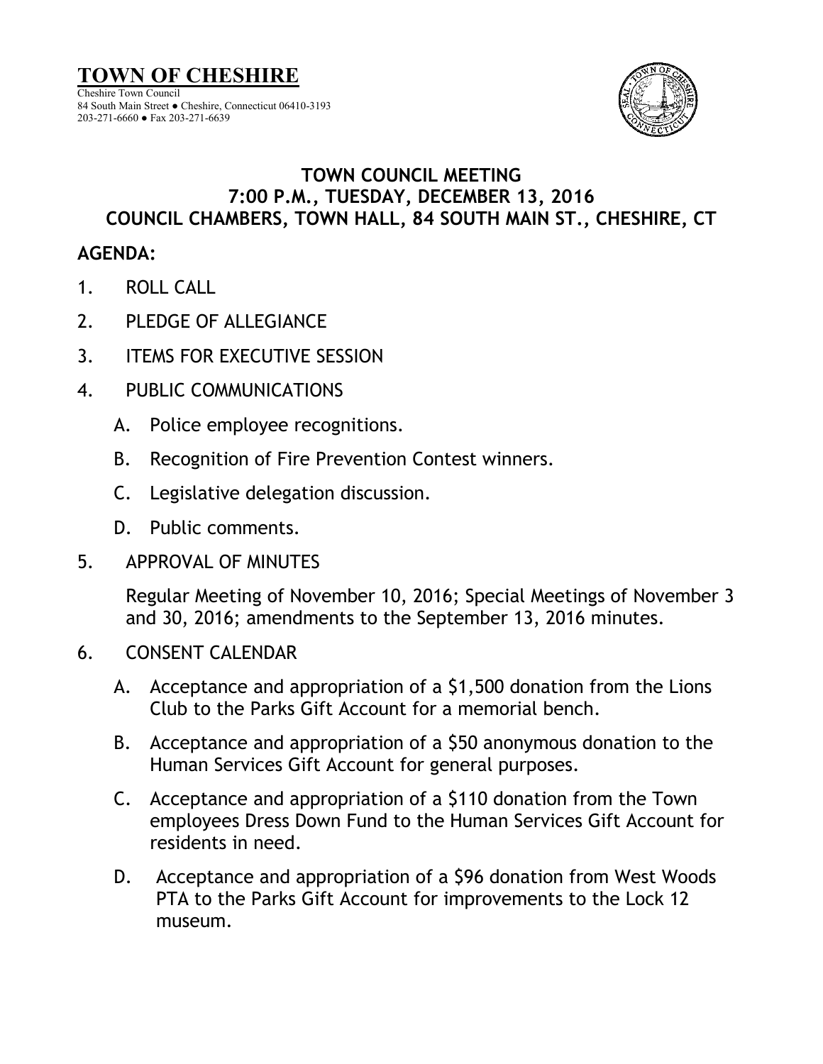# TOWN OF CHESHIRE

Cheshire Town Council
84 South Main Street ● Cheshire, Connecticut 06410-3193
203-271-6660 ● Fax 203-271-6639

## TOWN COUNCIL MEETING
## 7:00 P.M., TUESDAY, DECEMBER 13, 2016
## COUNCIL CHAMBERS, TOWN HALL, 84 SOUTH MAIN ST., CHESHIRE, CT

**AGENDA:**

1. ROLL CALL
2. PLEDGE OF ALLEGIANCE
3. ITEMS FOR EXECUTIVE SESSION
4. PUBLIC COMMUNICATIONS
   A. Police employee recognitions.
   B. Recognition of Fire Prevention Contest winners.
   C. Legislative delegation discussion.
   D. Public comments.
5. APPROVAL OF MINUTES

   Regular Meeting of November 10, 2016; Special Meetings of November 3 and 30, 2016; amendments to the September 13, 2016 minutes.
6. CONSENT CALENDAR
   A. Acceptance and appropriation of a $1,500 donation from the Lions Club to the Parks Gift Account for a memorial bench.
   B. Acceptance and appropriation of a $50 anonymous donation to the Human Services Gift Account for general purposes.
   C. Acceptance and appropriation of a $110 donation from the Town employees Dress Down Fund to the Human Services Gift Account for residents in need.
   D. Acceptance and appropriation of a $96 donation from West Woods PTA to the Parks Gift Account for improvements to the Lock 12 museum.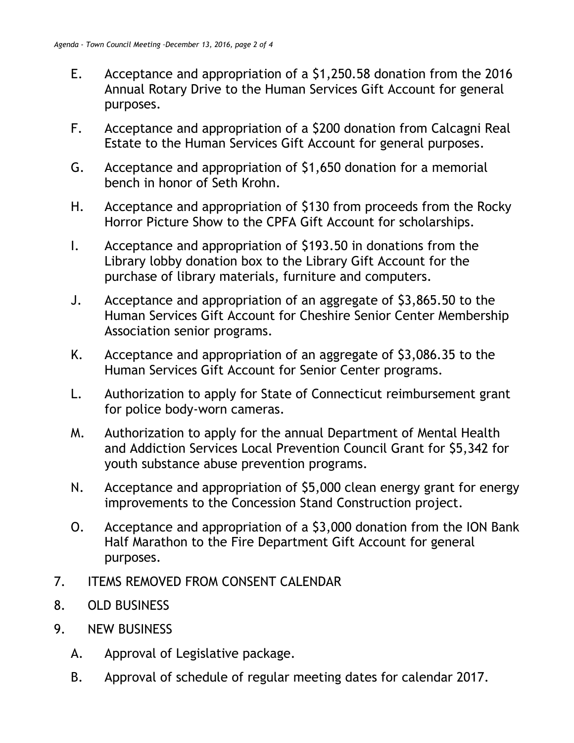E. Acceptance and appropriation of a $1,250.58 donation from the 2016 Annual Rotary Drive to the Human Services Gift Account for general purposes.

F. Acceptance and appropriation of a $200 donation from Calcagni Real Estate to the Human Services Gift Account for general purposes.

G. Acceptance and appropriation of $1,650 donation for a memorial bench in honor of Seth Krohn.

H. Acceptance and appropriation of $130 from proceeds from the Rocky Horror Picture Show to the CPFA Gift Account for scholarships.

I. Acceptance and appropriation of $193.50 in donations from the Library lobby donation box to the Library Gift Account for the purchase of library materials, furniture and computers.

J. Acceptance and appropriation of an aggregate of $3,865.50 to the Human Services Gift Account for Cheshire Senior Center Membership Association senior programs.

K. Acceptance and appropriation of an aggregate of $3,086.35 to the Human Services Gift Account for Senior Center programs.

L. Authorization to apply for State of Connecticut reimbursement grant for police body-worn cameras.

M. Authorization to apply for the annual Department of Mental Health and Addiction Services Local Prevention Council Grant for $5,342 for youth substance abuse prevention programs.

N. Acceptance and appropriation of $5,000 clean energy grant for energy improvements to the Concession Stand Construction project.

O. Acceptance and appropriation of a $3,000 donation from the ION Bank Half Marathon to the Fire Department Gift Account for general purposes.

7. ITEMS REMOVED FROM CONSENT CALENDAR

8. OLD BUSINESS

9. NEW BUSINESS

   A. Approval of Legislative package.

   B. Approval of schedule of regular meeting dates for calendar 2017.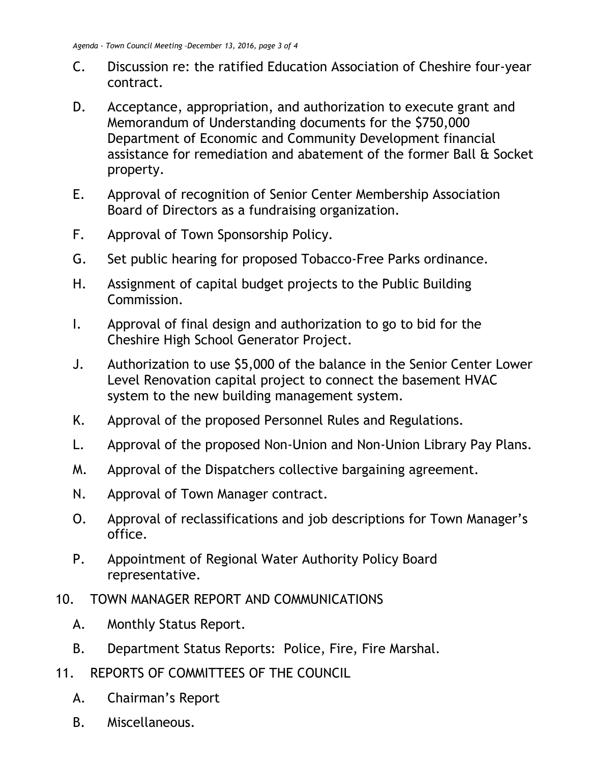C. Discussion re: the ratified Education Association of Cheshire four-year contract.

D. Acceptance, appropriation, and authorization to execute grant and Memorandum of Understanding documents for the $750,000 Department of Economic and Community Development financial assistance for remediation and abatement of the former Ball & Socket property.

E. Approval of recognition of Senior Center Membership Association Board of Directors as a fundraising organization.

F. Approval of Town Sponsorship Policy.

G. Set public hearing for proposed Tobacco-Free Parks ordinance.

H. Assignment of capital budget projects to the Public Building Commission.

I. Approval of final design and authorization to go to bid for the Cheshire High School Generator Project.

J. Authorization to use $5,000 of the balance in the Senior Center Lower Level Renovation capital project to connect the basement HVAC system to the new building management system.

K. Approval of the proposed Personnel Rules and Regulations.

L. Approval of the proposed Non-Union and Non-Union Library Pay Plans.

M. Approval of the Dispatchers collective bargaining agreement.

N. Approval of Town Manager contract.

O. Approval of reclassifications and job descriptions for Town Manager's office.

P. Appointment of Regional Water Authority Policy Board representative.

10. TOWN MANAGER REPORT AND COMMUNICATIONS

A. Monthly Status Report.

B. Department Status Reports: Police, Fire, Fire Marshal.

11. REPORTS OF COMMITTEES OF THE COUNCIL

A. Chairman's Report

B. Miscellaneous.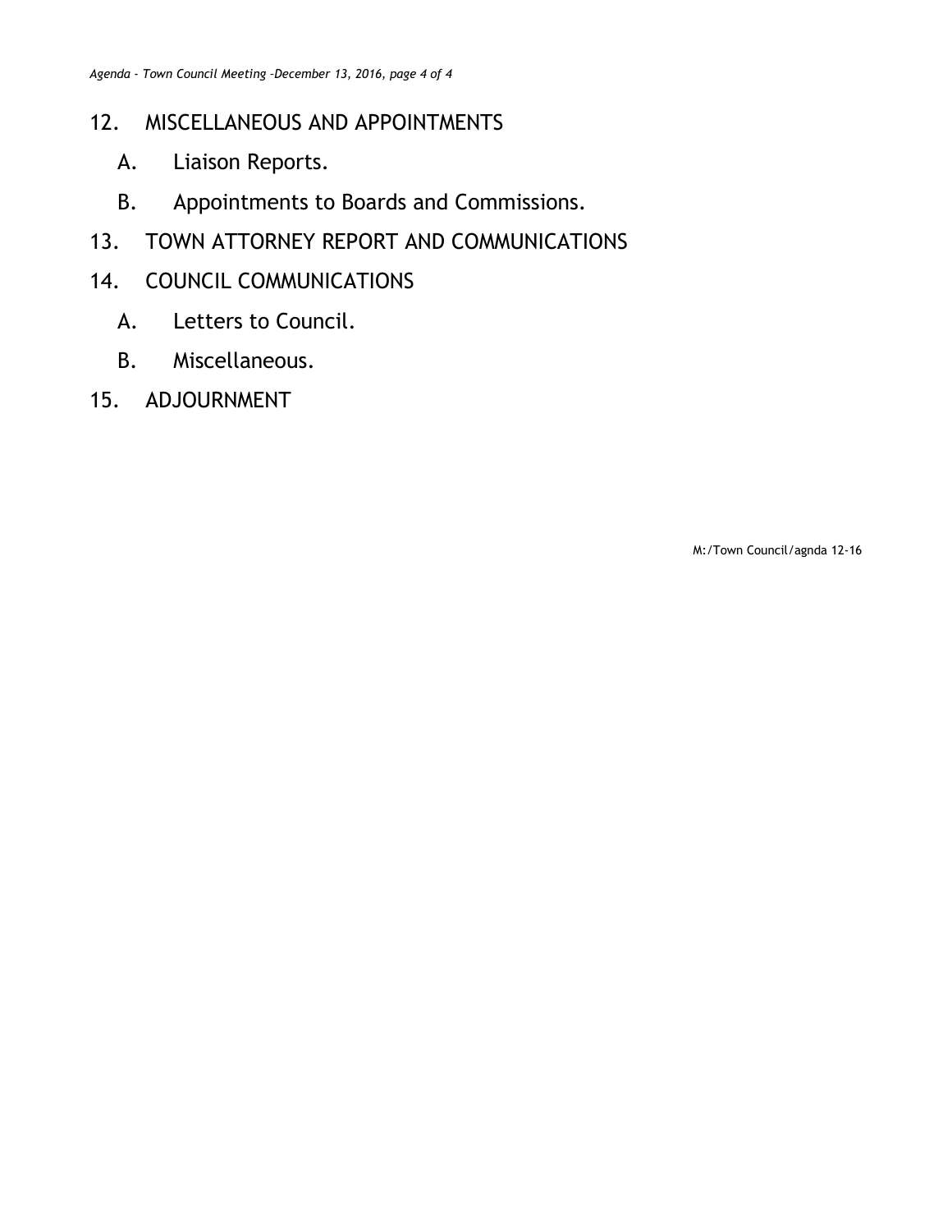12. MISCELLANEOUS AND APPOINTMENTS

    A. Liaison Reports.

    B. Appointments to Boards and Commissions.

13. TOWN ATTORNEY REPORT AND COMMUNICATIONS

14. COUNCIL COMMUNICATIONS

    A. Letters to Council.

    B. Miscellaneous.

15. ADJOURNMENT

M:/Town Council/agnda 12-16